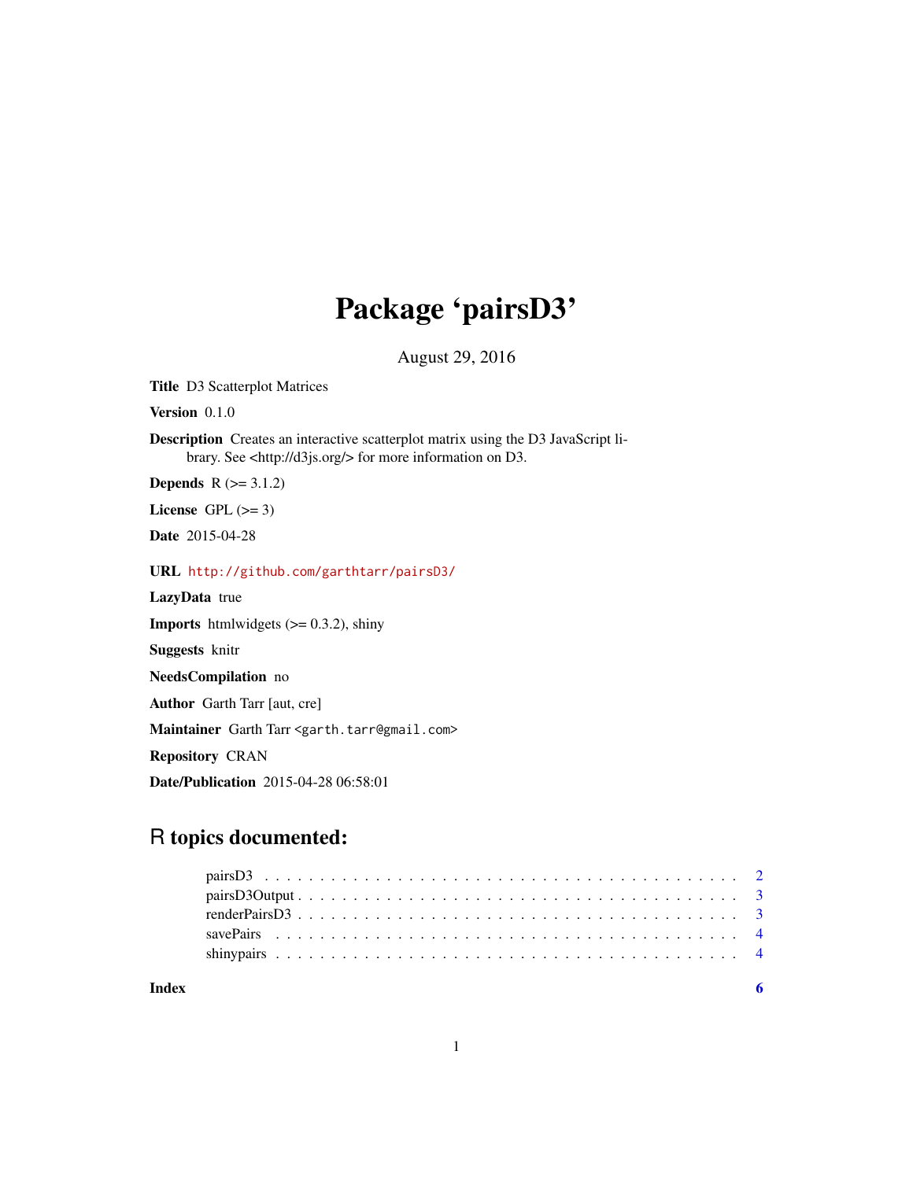# Package 'pairsD3'

August 29, 2016

**Title** D3 Scatterplot Matrices

**Version** 0.1.0

**Description** Creates an interactive scatterplot matrix using the D3 JavaScript library. See <http://d3js.org/> for more information on D3.

**Depends** R (>= 3.1.2)

**License** GPL (>= 3)

**Date** 2015-04-28

**URL** http://github.com/garthtarr/pairsD3/

**LazyData** true

**Imports** htmlwidgets (>= 0.3.2), shiny

**Suggests** knitr

**NeedsCompilation** no

**Author** Garth Tarr [aut, cre]

**Maintainer** Garth Tarr <garth.tarr@gmail.com>

**Repository** CRAN

**Date/Publication** 2015-04-28 06:58:01

## R topics documented:

| | |
|---|---|
| pairsD3 | 2 |
| pairsD3Output | 3 |
| renderPairsD3 | 3 |
| savePairs | 4 |
| shinypairs | 4 |
| **Index** | **6** |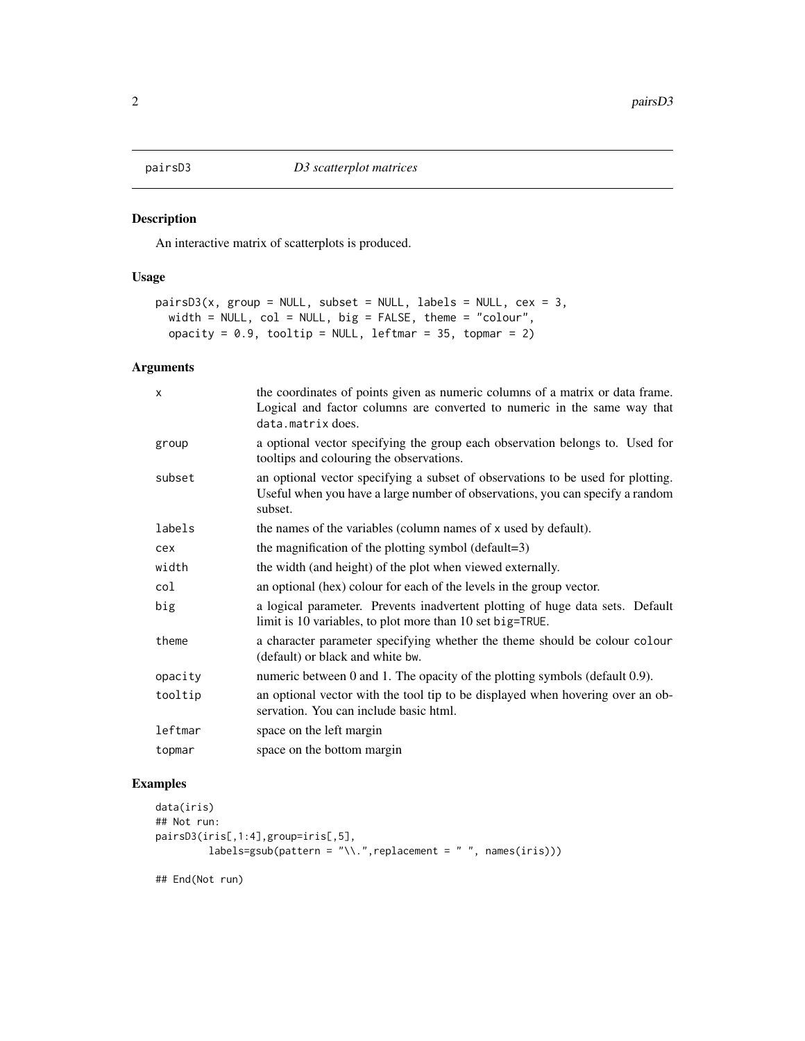# pairsD3 — *D3 scatterplot matrices*

## Description

An interactive matrix of scatterplots is produced.

## Usage

```
pairsD3(x, group = NULL, subset = NULL, labels = NULL, cex = 3,
  width = NULL, col = NULL, big = FALSE, theme = "colour",
  opacity = 0.9, tooltip = NULL, leftmar = 35, topmar = 2)
```

## Arguments

| | |
|---|---|
| `x` | the coordinates of points given as numeric columns of a matrix or data frame. Logical and factor columns are converted to numeric in the same way that `data.matrix` does. |
| `group` | a optional vector specifying the group each observation belongs to. Used for tooltips and colouring the observations. |
| `subset` | an optional vector specifying a subset of observations to be used for plotting. Useful when you have a large number of observations, you can specify a random subset. |
| `labels` | the names of the variables (column names of `x` used by default). |
| `cex` | the magnification of the plotting symbol (default=3) |
| `width` | the width (and height) of the plot when viewed externally. |
| `col` | an optional (hex) colour for each of the levels in the group vector. |
| `big` | a logical parameter. Prevents inadvertent plotting of huge data sets. Default limit is 10 variables, to plot more than 10 set `big=TRUE`. |
| `theme` | a character parameter specifying whether the theme should be colour `colour` (default) or black and white `bw`. |
| `opacity` | numeric between 0 and 1. The opacity of the plotting symbols (default 0.9). |
| `tooltip` | an optional vector with the tool tip to be displayed when hovering over an observation. You can include basic html. |
| `leftmar` | space on the left margin |
| `topmar` | space on the bottom margin |

## Examples

```
data(iris)
## Not run:
pairsD3(iris[,1:4],group=iris[,5],
        labels=gsub(pattern = "\\.",replacement = " ", names(iris)))

## End(Not run)
```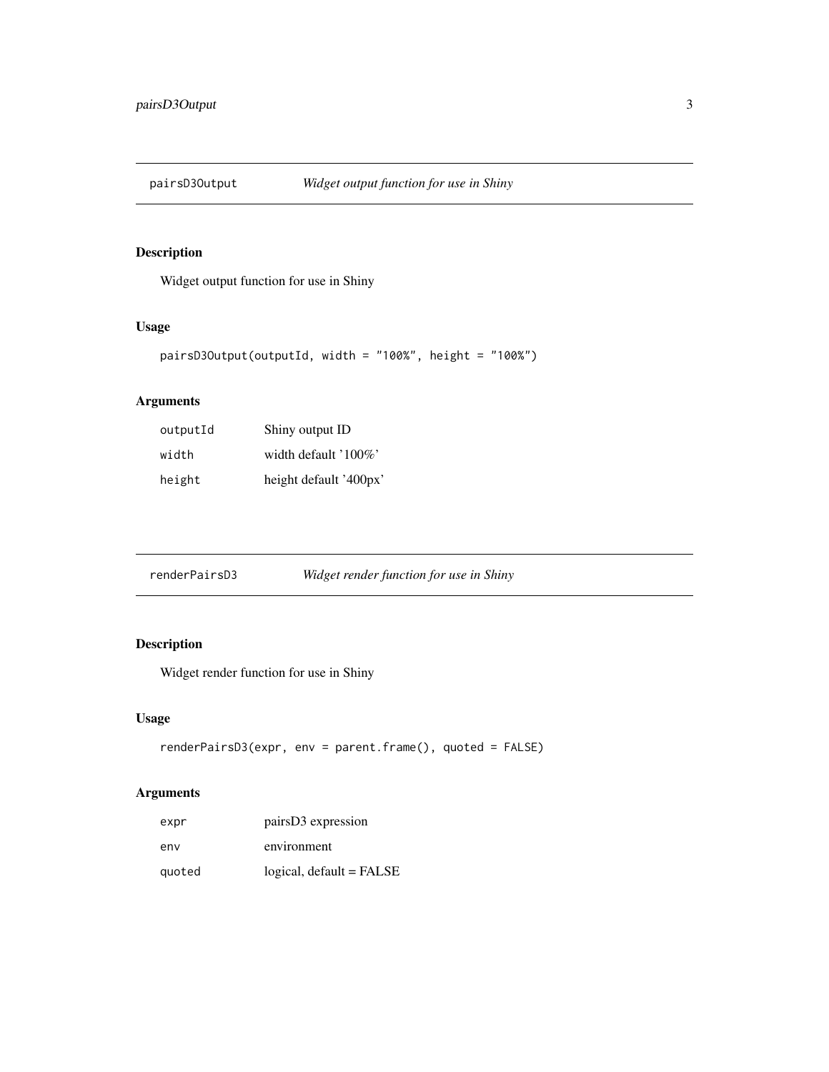## pairsD3Output — *Widget output function for use in Shiny*

### Description

Widget output function for use in Shiny

### Usage

```
pairsD3Output(outputId, width = "100%", height = "100%")
```

### Arguments

| | |
|---|---|
| outputId | Shiny output ID |
| width | width default '100%' |
| height | height default '400px' |

## renderPairsD3 — *Widget render function for use in Shiny*

### Description

Widget render function for use in Shiny

### Usage

```
renderPairsD3(expr, env = parent.frame(), quoted = FALSE)
```

### Arguments

| | |
|---|---|
| expr | pairsD3 expression |
| env | environment |
| quoted | logical, default = FALSE |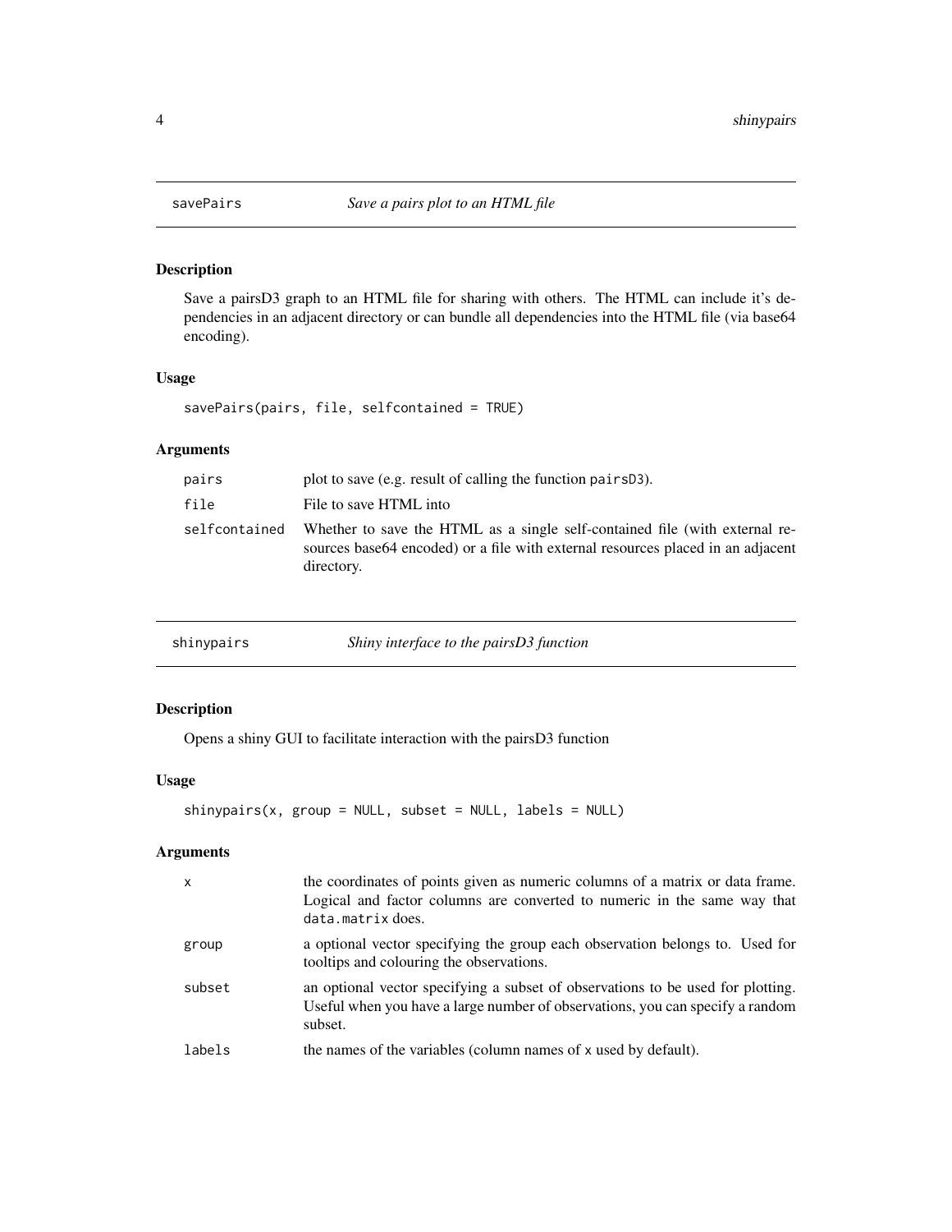## savePairs — *Save a pairs plot to an HTML file*

### Description

Save a pairsD3 graph to an HTML file for sharing with others. The HTML can include it's dependencies in an adjacent directory or can bundle all dependencies into the HTML file (via base64 encoding).

### Usage

```
savePairs(pairs, file, selfcontained = TRUE)
```

### Arguments

| | |
|---|---|
| `pairs` | plot to save (e.g. result of calling the function `pairsD3`). |
| `file` | File to save HTML into |
| `selfcontained` | Whether to save the HTML as a single self-contained file (with external resources base64 encoded) or a file with external resources placed in an adjacent directory. |

## shinypairs — *Shiny interface to the pairsD3 function*

### Description

Opens a shiny GUI to facilitate interaction with the pairsD3 function

### Usage

```
shinypairs(x, group = NULL, subset = NULL, labels = NULL)
```

### Arguments

| | |
|---|---|
| `x` | the coordinates of points given as numeric columns of a matrix or data frame. Logical and factor columns are converted to numeric in the same way that `data.matrix` does. |
| `group` | a optional vector specifying the group each observation belongs to. Used for tooltips and colouring the observations. |
| `subset` | an optional vector specifying a subset of observations to be used for plotting. Useful when you have a large number of observations, you can specify a random subset. |
| `labels` | the names of the variables (column names of `x` used by default). |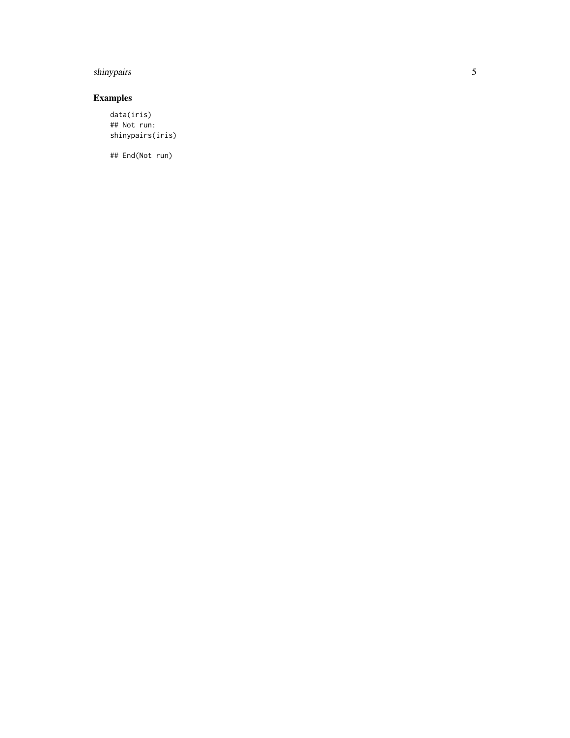## Examples

```
data(iris)
## Not run:
shinypairs(iris)

## End(Not run)
```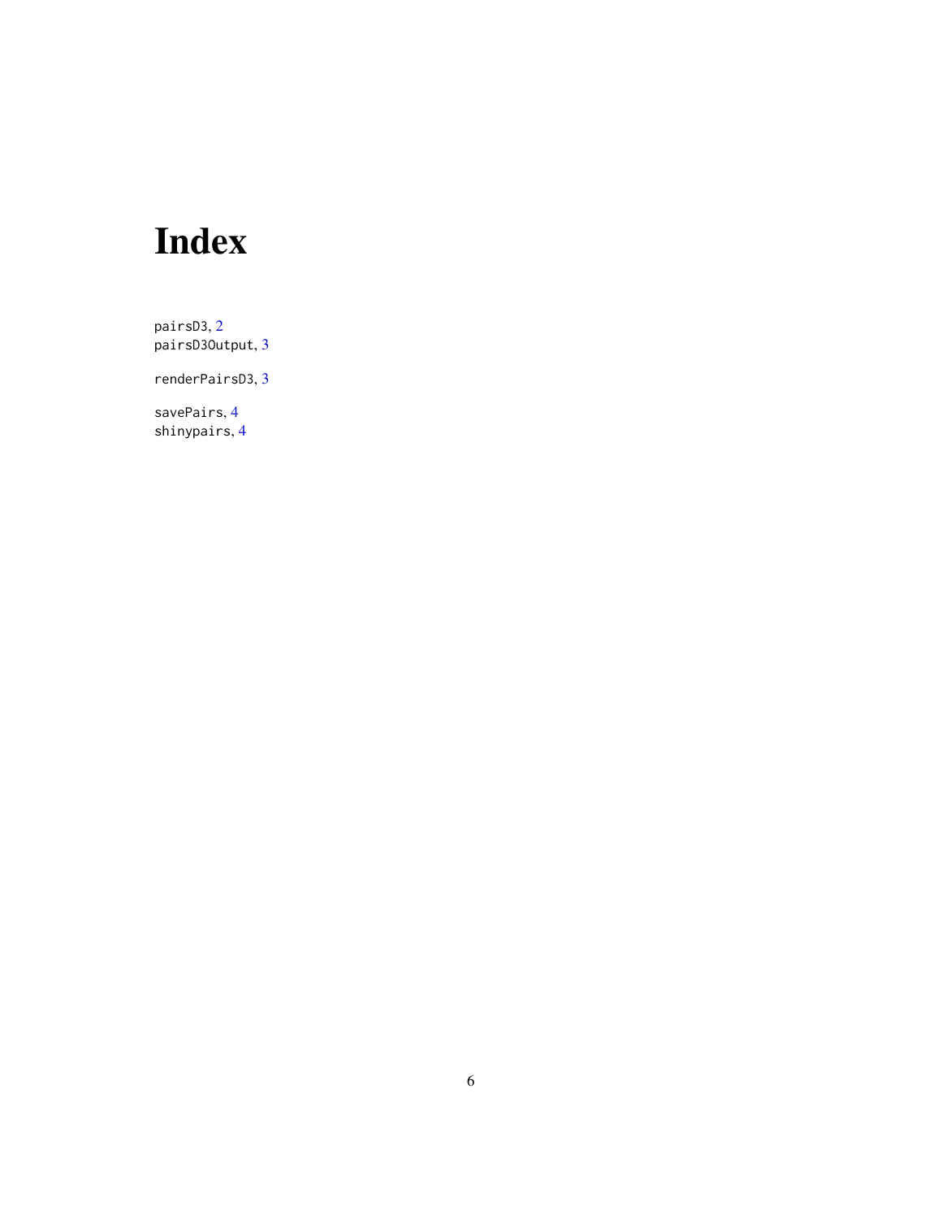# Index

pairsD3, 2
pairsD3Output, 3

renderPairsD3, 3

savePairs, 4
shinypairs, 4